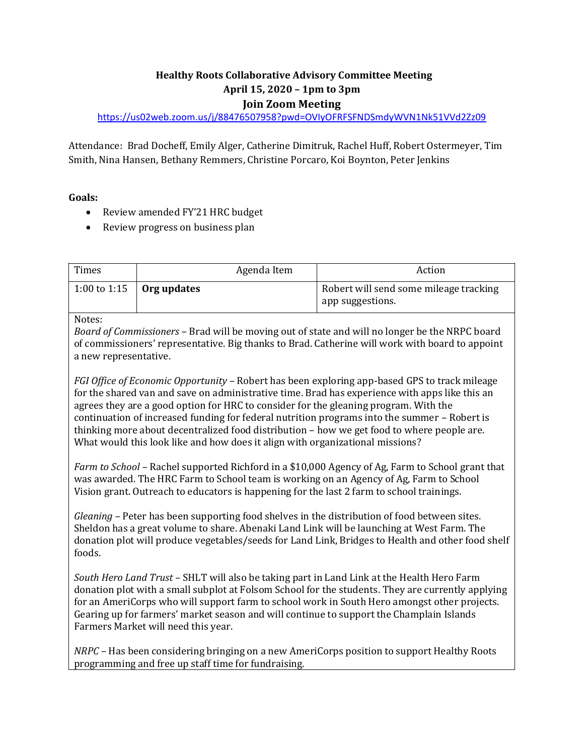**Healthy Roots Collaborative Advisory Committee Meeting**
**April 15, 2020 – 1pm to 3pm**
**Join Zoom Meeting**
https://us02web.zoom.us/j/88476507958?pwd=OVIyOFRFSFNDSmdyWVN1Nk51VVd2Zz09

Attendance: Brad Docheff, Emily Alger, Catherine Dimitruk, Rachel Huff, Robert Ostermeyer, Tim Smith, Nina Hansen, Bethany Remmers, Christine Porcaro, Koi Boynton, Peter Jenkins

**Goals:**

- Review amended FY'21 HRC budget
- Review progress on business plan

| Times | Agenda Item | Action |
|---|---|---|
| 1:00 to 1:15 | **Org updates** | Robert will send some mileage tracking app suggestions. |

Notes:

*Board of Commissioners* – Brad will be moving out of state and will no longer be the NRPC board of commissioners' representative. Big thanks to Brad. Catherine will work with board to appoint a new representative.

*FGI Office of Economic Opportunity* – Robert has been exploring app-based GPS to track mileage for the shared van and save on administrative time. Brad has experience with apps like this an agrees they are a good option for HRC to consider for the gleaning program. With the continuation of increased funding for federal nutrition programs into the summer – Robert is thinking more about decentralized food distribution – how we get food to where people are. What would this look like and how does it align with organizational missions?

*Farm to School* – Rachel supported Richford in a $10,000 Agency of Ag, Farm to School grant that was awarded. The HRC Farm to School team is working on an Agency of Ag, Farm to School Vision grant. Outreach to educators is happening for the last 2 farm to school trainings.

*Gleaning* – Peter has been supporting food shelves in the distribution of food between sites. Sheldon has a great volume to share. Abenaki Land Link will be launching at West Farm. The donation plot will produce vegetables/seeds for Land Link, Bridges to Health and other food shelf foods.

*South Hero Land Trust* – SHLT will also be taking part in Land Link at the Health Hero Farm donation plot with a small subplot at Folsom School for the students. They are currently applying for an AmeriCorps who will support farm to school work in South Hero amongst other projects. Gearing up for farmers' market season and will continue to support the Champlain Islands Farmers Market will need this year.

*NRPC* – Has been considering bringing on a new AmeriCorps position to support Healthy Roots programming and free up staff time for fundraising.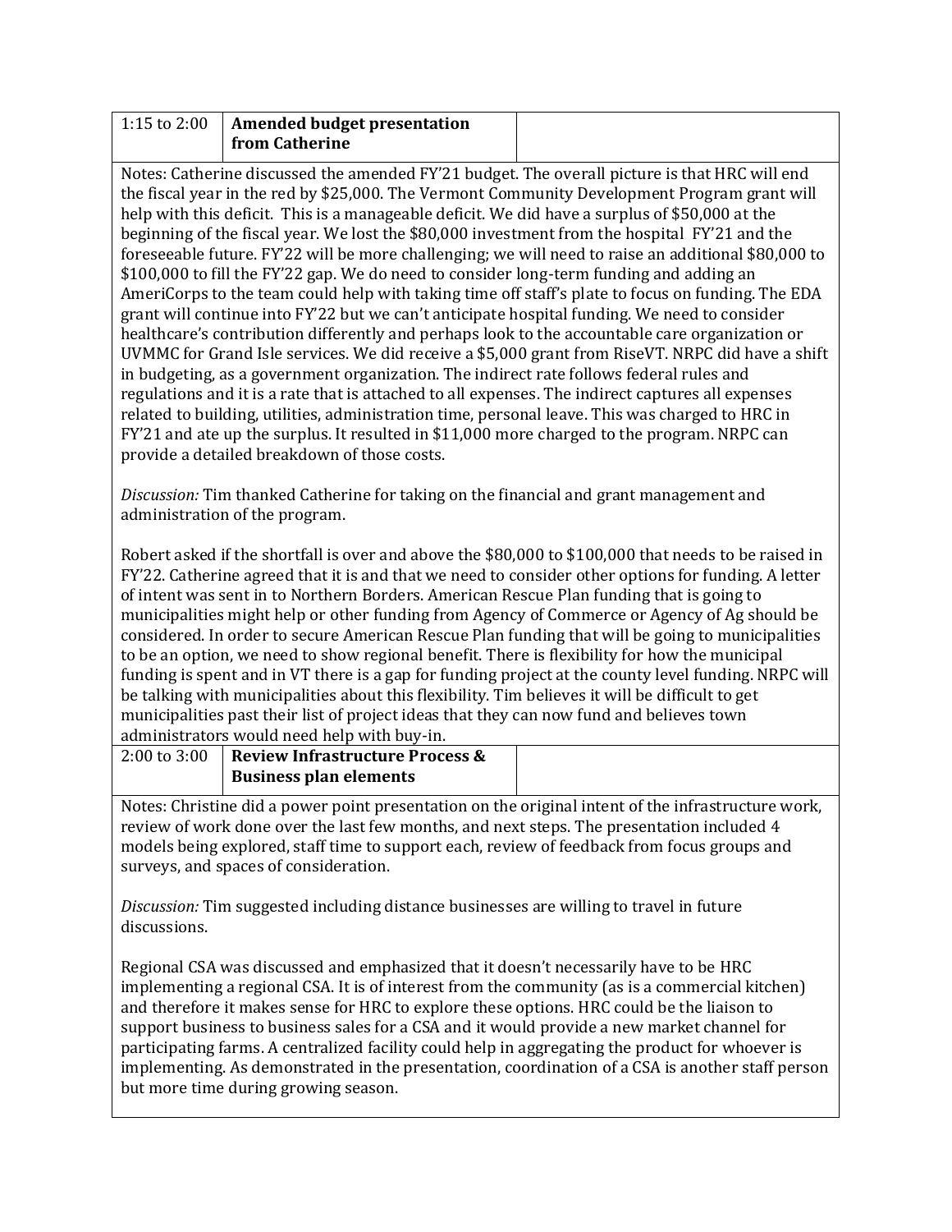| | | |
|---|---|---|
| 1:15 to 2:00 | **Amended budget presentation from Catherine** | |

Notes: Catherine discussed the amended FY'21 budget. The overall picture is that HRC will end the fiscal year in the red by $25,000. The Vermont Community Development Program grant will help with this deficit. This is a manageable deficit. We did have a surplus of $50,000 at the beginning of the fiscal year. We lost the $80,000 investment from the hospital FY'21 and the foreseeable future. FY'22 will be more challenging; we will need to raise an additional $80,000 to $100,000 to fill the FY'22 gap. We do need to consider long-term funding and adding an AmeriCorps to the team could help with taking time off staff's plate to focus on funding. The EDA grant will continue into FY'22 but we can't anticipate hospital funding. We need to consider healthcare's contribution differently and perhaps look to the accountable care organization or UVMMC for Grand Isle services. We did receive a $5,000 grant from RiseVT. NRPC did have a shift in budgeting, as a government organization. The indirect rate follows federal rules and regulations and it is a rate that is attached to all expenses. The indirect captures all expenses related to building, utilities, administration time, personal leave. This was charged to HRC in FY'21 and ate up the surplus. It resulted in $11,000 more charged to the program. NRPC can provide a detailed breakdown of those costs.

*Discussion:* Tim thanked Catherine for taking on the financial and grant management and administration of the program.

Robert asked if the shortfall is over and above the $80,000 to $100,000 that needs to be raised in FY'22. Catherine agreed that it is and that we need to consider other options for funding. A letter of intent was sent in to Northern Borders. American Rescue Plan funding that is going to municipalities might help or other funding from Agency of Commerce or Agency of Ag should be considered. In order to secure American Rescue Plan funding that will be going to municipalities to be an option, we need to show regional benefit. There is flexibility for how the municipal funding is spent and in VT there is a gap for funding project at the county level funding. NRPC will be talking with municipalities about this flexibility. Tim believes it will be difficult to get municipalities past their list of project ideas that they can now fund and believes town administrators would need help with buy-in.

| | | |
|---|---|---|
| 2:00 to 3:00 | **Review Infrastructure Process & Business plan elements** | |

Notes: Christine did a power point presentation on the original intent of the infrastructure work, review of work done over the last few months, and next steps. The presentation included 4 models being explored, staff time to support each, review of feedback from focus groups and surveys, and spaces of consideration.

*Discussion:* Tim suggested including distance businesses are willing to travel in future discussions.

Regional CSA was discussed and emphasized that it doesn't necessarily have to be HRC implementing a regional CSA. It is of interest from the community (as is a commercial kitchen) and therefore it makes sense for HRC to explore these options. HRC could be the liaison to support business to business sales for a CSA and it would provide a new market channel for participating farms. A centralized facility could help in aggregating the product for whoever is implementing. As demonstrated in the presentation, coordination of a CSA is another staff person but more time during growing season.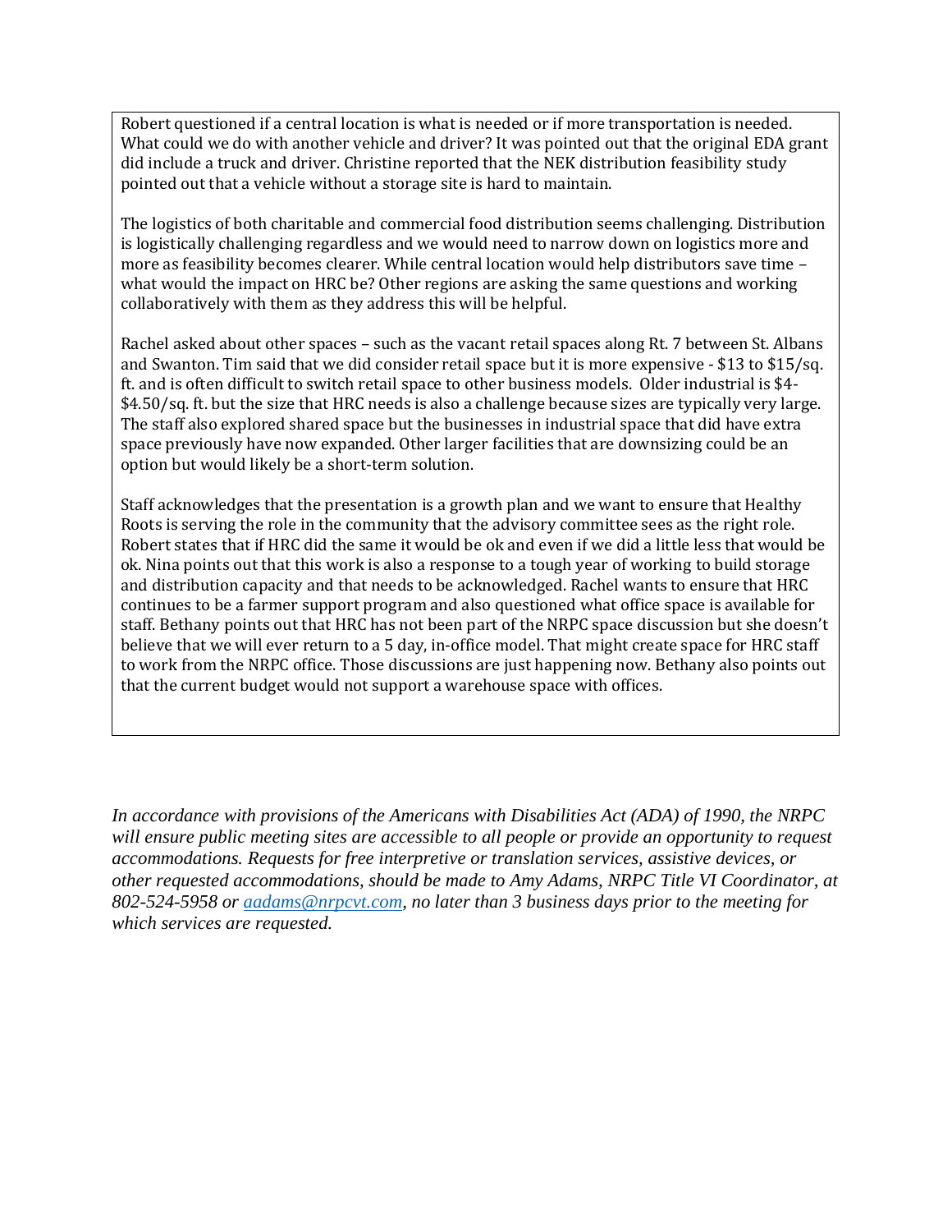Robert questioned if a central location is what is needed or if more transportation is needed. What could we do with another vehicle and driver? It was pointed out that the original EDA grant did include a truck and driver. Christine reported that the NEK distribution feasibility study pointed out that a vehicle without a storage site is hard to maintain.

The logistics of both charitable and commercial food distribution seems challenging. Distribution is logistically challenging regardless and we would need to narrow down on logistics more and more as feasibility becomes clearer. While central location would help distributors save time – what would the impact on HRC be? Other regions are asking the same questions and working collaboratively with them as they address this will be helpful.

Rachel asked about other spaces – such as the vacant retail spaces along Rt. 7 between St. Albans and Swanton. Tim said that we did consider retail space but it is more expensive - $13 to $15/sq. ft. and is often difficult to switch retail space to other business models. Older industrial is $4-$4.50/sq. ft. but the size that HRC needs is also a challenge because sizes are typically very large. The staff also explored shared space but the businesses in industrial space that did have extra space previously have now expanded. Other larger facilities that are downsizing could be an option but would likely be a short-term solution.

Staff acknowledges that the presentation is a growth plan and we want to ensure that Healthy Roots is serving the role in the community that the advisory committee sees as the right role. Robert states that if HRC did the same it would be ok and even if we did a little less that would be ok. Nina points out that this work is also a response to a tough year of working to build storage and distribution capacity and that needs to be acknowledged. Rachel wants to ensure that HRC continues to be a farmer support program and also questioned what office space is available for staff. Bethany points out that HRC has not been part of the NRPC space discussion but she doesn't believe that we will ever return to a 5 day, in-office model. That might create space for HRC staff to work from the NRPC office. Those discussions are just happening now. Bethany also points out that the current budget would not support a warehouse space with offices.

*In accordance with provisions of the Americans with Disabilities Act (ADA) of 1990, the NRPC will ensure public meeting sites are accessible to all people or provide an opportunity to request accommodations. Requests for free interpretive or translation services, assistive devices, or other requested accommodations, should be made to Amy Adams, NRPC Title VI Coordinator, at 802-524-5958 or [aadams@nrpcvt.com](mailto:aadams@nrpcvt.com), no later than 3 business days prior to the meeting for which services are requested.*